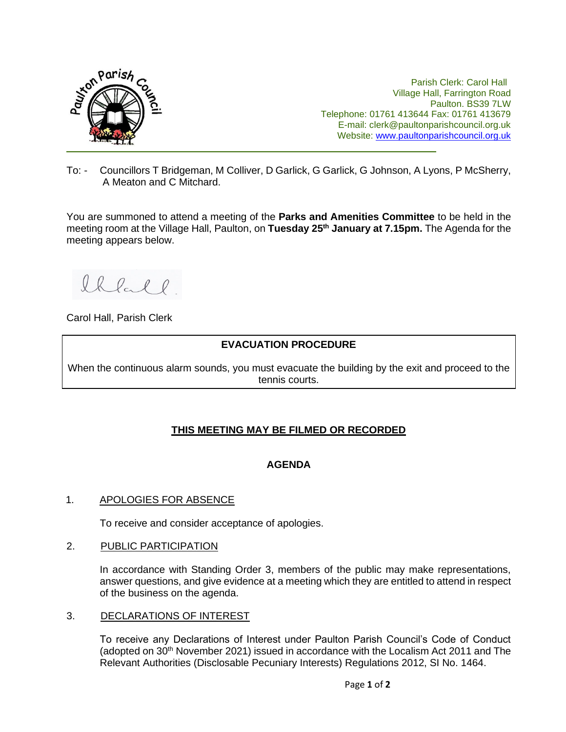Parish Clerk: Carol Hall
Village Hall, Farrington Road
Paulton. BS39 7LW
Telephone: 01761 413644 Fax: 01761 413679
E-mail: clerk@paultonparishcouncil.org.uk
Website: www.paultonparishcouncil.org.uk

---

To: - Councillors T Bridgeman, M Colliver, D Garlick, G Garlick, G Johnson, A Lyons, P McSherry, A Meaton and C Mitchard.

You are summoned to attend a meeting of the **Parks and Amenities Committee** to be held in the meeting room at the Village Hall, Paulton, on **Tuesday 25th January at 7.15pm.** The Agenda for the meeting appears below.

Carol Hall, Parish Clerk

| **EVACUATION PROCEDURE** |
|---|
| When the continuous alarm sounds, you must evacuate the building by the exit and proceed to the tennis courts. |

**THIS MEETING MAY BE FILMED OR RECORDED**

**AGENDA**

1. APOLOGIES FOR ABSENCE

   To receive and consider acceptance of apologies.

2. PUBLIC PARTICIPATION

   In accordance with Standing Order 3, members of the public may make representations, answer questions, and give evidence at a meeting which they are entitled to attend in respect of the business on the agenda.

3. DECLARATIONS OF INTEREST

   To receive any Declarations of Interest under Paulton Parish Council's Code of Conduct (adopted on 30th November 2021) issued in accordance with the Localism Act 2011 and The Relevant Authorities (Disclosable Pecuniary Interests) Regulations 2012, SI No. 1464.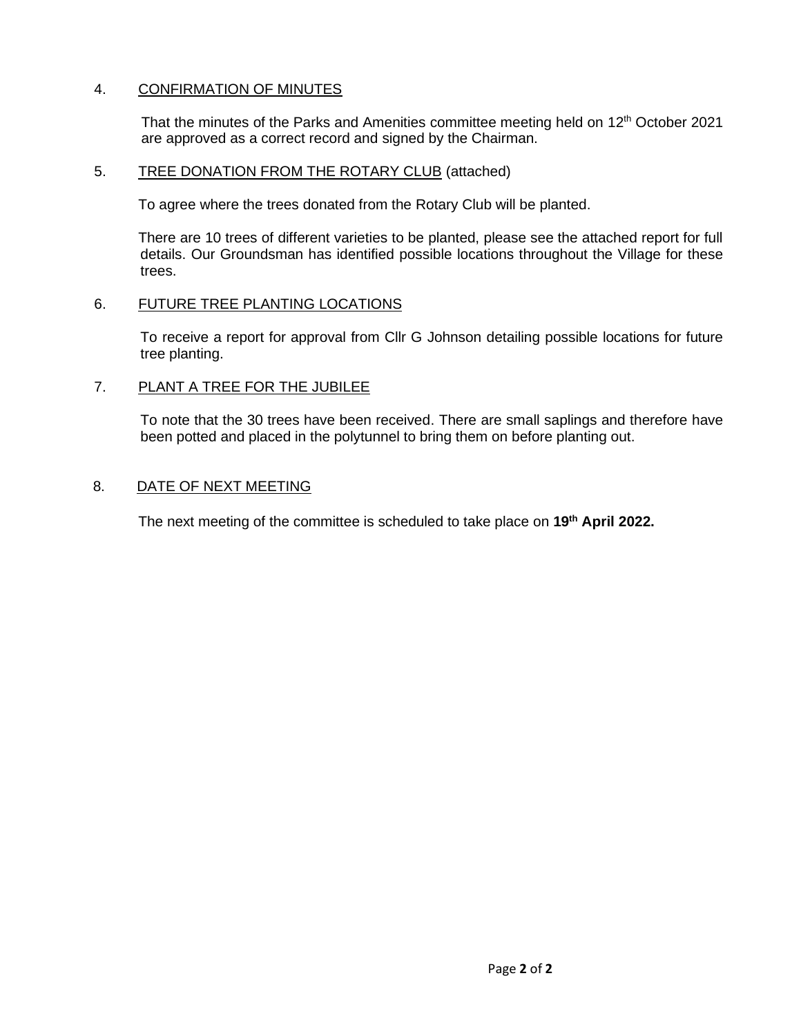4. <u>CONFIRMATION OF MINUTES</u>

   That the minutes of the Parks and Amenities committee meeting held on 12th October 2021 are approved as a correct record and signed by the Chairman.

5. <u>TREE DONATION FROM THE ROTARY CLUB</u> (attached)

   To agree where the trees donated from the Rotary Club will be planted.

   There are 10 trees of different varieties to be planted, please see the attached report for full details. Our Groundsman has identified possible locations throughout the Village for these trees.

6. <u>FUTURE TREE PLANTING LOCATIONS</u>

   To receive a report for approval from Cllr G Johnson detailing possible locations for future tree planting.

7. <u>PLANT A TREE FOR THE JUBILEE</u>

   To note that the 30 trees have been received. There are small saplings and therefore have been potted and placed in the polytunnel to bring them on before planting out.

8. <u>DATE OF NEXT MEETING</u>

   The next meeting of the committee is scheduled to take place on **19th April 2022.**